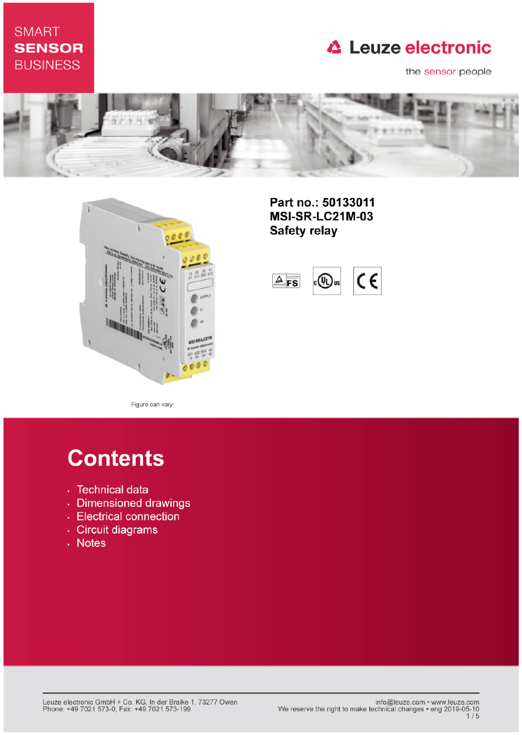SMART **SENSOR** BUSINESS

Leuze electronic

the sensor people

**Part no.: 50133011**
**MSI-SR-LC21M-03**
**Safety relay**

Figure can vary

# Contents

- Technical data
- Dimensioned drawings
- Electrical connection
- Circuit diagrams
- Notes

Leuze electronic GmbH + Co. KG, In der Braike 1, 73277 Owen
Phone: +49 7021 573-0, Fax: +49 7021 573-199

info@leuze.com • www.leuze.com
We reserve the right to make technical changes • eng 2019-05-10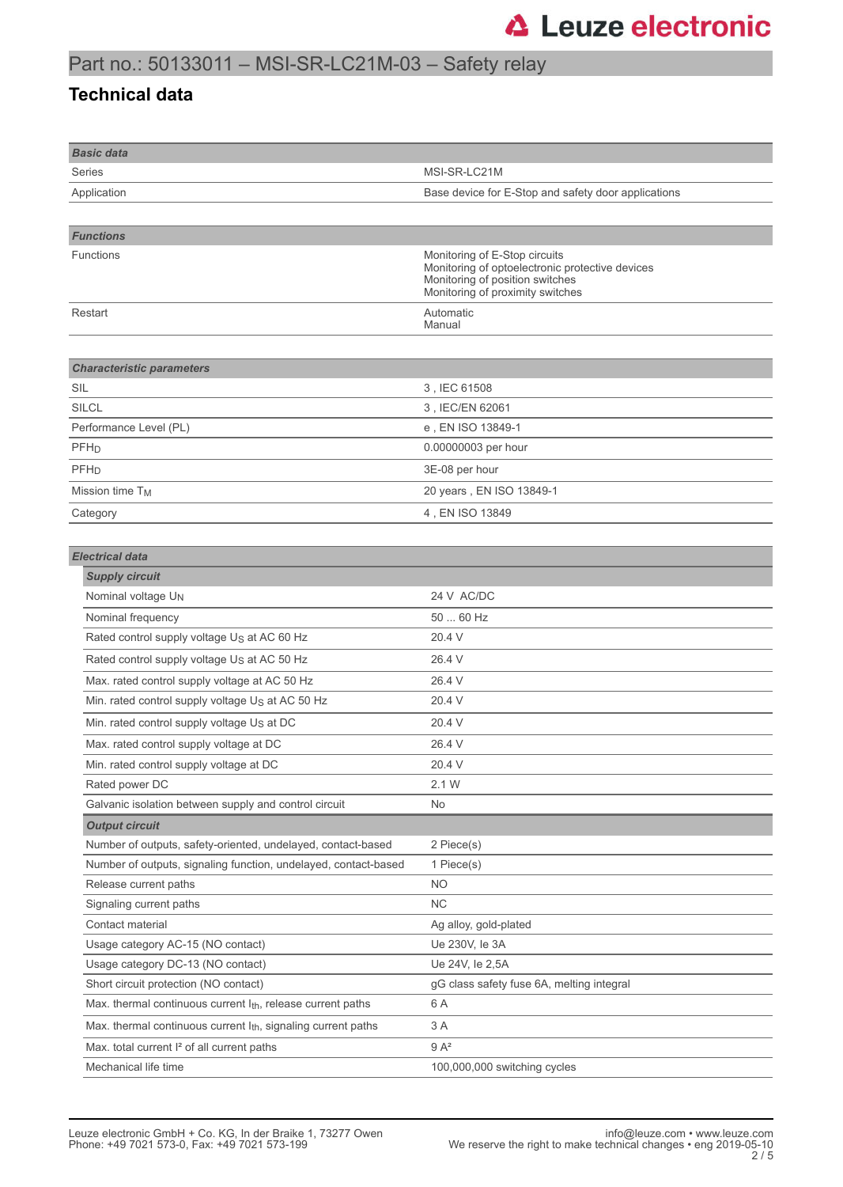# Part no.: 50133011 – MSI-SR-LC21M-03 – Safety relay

## Technical data

| ***Basic data*** | |
|---|---|
| Series | MSI-SR-LC21M |
| Application | Base device for E-Stop and safety door applications |

| ***Functions*** | |
|---|---|
| Functions | Monitoring of E-Stop circuits<br>Monitoring of optoelectronic protective devices<br>Monitoring of position switches<br>Monitoring of proximity switches |
| Restart | Automatic<br>Manual |

| ***Characteristic parameters*** | |
|---|---|
| SIL | 3 , IEC 61508 |
| SILCL | 3 , IEC/EN 62061 |
| Performance Level (PL) | e , EN ISO 13849-1 |
| $PFH_D$ | 0.00000003 per hour |
| $PFH_D$ | 3E-08 per hour |
| Mission time $T_M$ | 20 years , EN ISO 13849-1 |
| Category | 4 , EN ISO 13849 |

| ***Electrical data*** | |
|---|---|
| ***Supply circuit*** | |
| Nominal voltage $U_N$ | 24 V AC/DC |
| Nominal frequency | 50 ... 60 Hz |
| Rated control supply voltage $U_S$ at AC 60 Hz | 20.4 V |
| Rated control supply voltage $U_S$ at AC 50 Hz | 26.4 V |
| Max. rated control supply voltage at AC 50 Hz | 26.4 V |
| Min. rated control supply voltage $U_S$ at AC 50 Hz | 20.4 V |
| Min. rated control supply voltage $U_S$ at DC | 20.4 V |
| Max. rated control supply voltage at DC | 26.4 V |
| Min. rated control supply voltage at DC | 20.4 V |
| Rated power DC | 2.1 W |
| Galvanic isolation between supply and control circuit | No |
| ***Output circuit*** | |
| Number of outputs, safety-oriented, undelayed, contact-based | 2 Piece(s) |
| Number of outputs, signaling function, undelayed, contact-based | 1 Piece(s) |
| Release current paths | NO |
| Signaling current paths | NC |
| Contact material | Ag alloy, gold-plated |
| Usage category AC-15 (NO contact) | Ue 230V, Ie 3A |
| Usage category DC-13 (NO contact) | Ue 24V, Ie 2,5A |
| Short circuit protection (NO contact) | gG class safety fuse 6A, melting integral |
| Max. thermal continuous current $I_{th}$, release current paths | 6 A |
| Max. thermal continuous current $I_{th}$, signaling current paths | 3 A |
| Max. total current $I^2$ of all current paths | 9 $A^2$ |
| Mechanical life time | 100,000,000 switching cycles |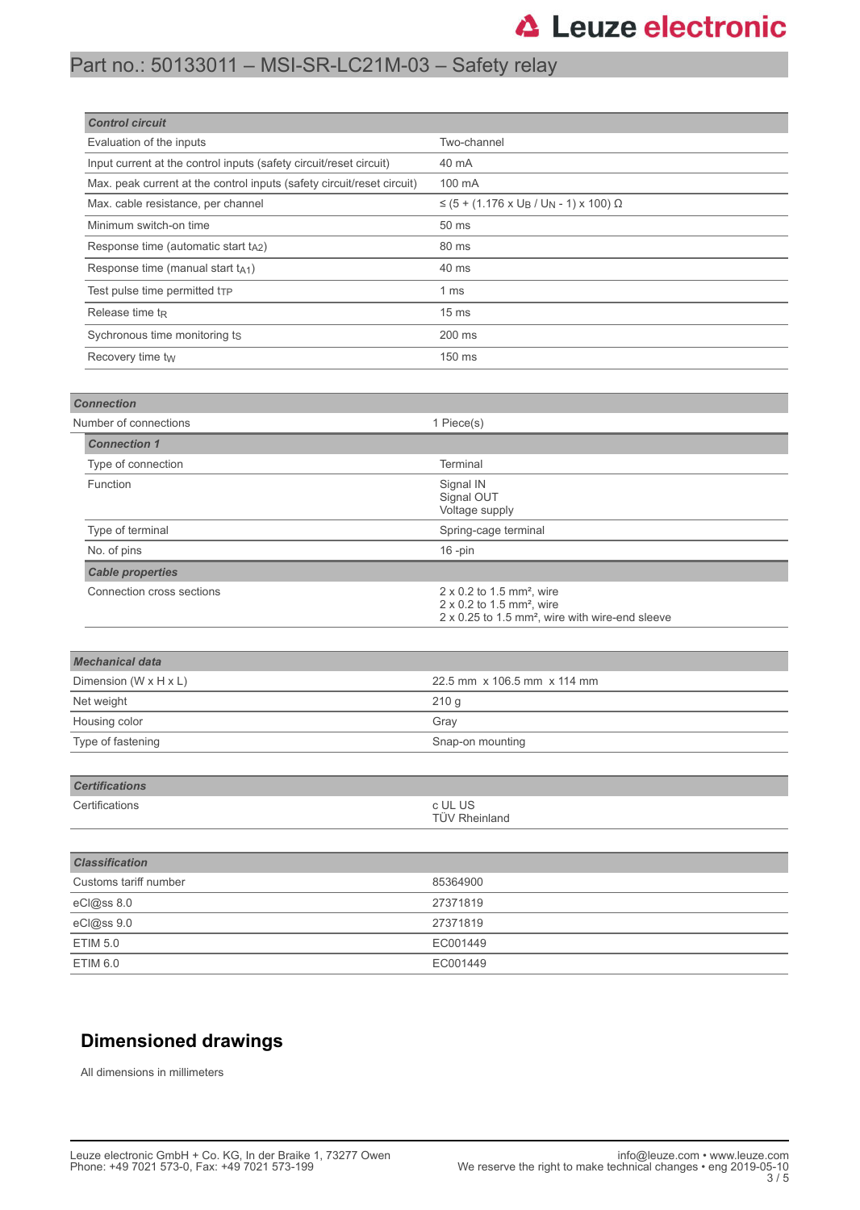| Control circuit | |
| --- | --- |
| Evaluation of the inputs | Two-channel |
| Input current at the control inputs (safety circuit/reset circuit) | 40 mA |
| Max. peak current at the control inputs (safety circuit/reset circuit) | 100 mA |
| Max. cable resistance, per channel | ≤ (5 + (1.176 x $U_B$ / $U_N$ - 1) x 100) Ω |
| Minimum switch-on time | 50 ms |
| Response time (automatic start $t_{A2}$) | 80 ms |
| Response time (manual start $t_{A1}$) | 40 ms |
| Test pulse time permitted $t_{TP}$ | 1 ms |
| Release time $t_R$ | 15 ms |
| Sychronous time monitoring $t_S$ | 200 ms |
| Recovery time $t_W$ | 150 ms |

| Connection | |
| --- | --- |
| Number of connections | 1 Piece(s) |

| Connection 1 | |
| --- | --- |
| Type of connection | Terminal |
| Function | Signal IN<br>Signal OUT<br>Voltage supply |
| Type of terminal | Spring-cage terminal |
| No. of pins | 16 -pin |

| Cable properties | |
| --- | --- |
| Connection cross sections | 2 x 0.2 to 1.5 mm², wire<br>2 x 0.2 to 1.5 mm², wire<br>2 x 0.25 to 1.5 mm², wire with wire-end sleeve |

| Mechanical data | |
| --- | --- |
| Dimension (W x H x L) | 22.5 mm x 106.5 mm x 114 mm |
| Net weight | 210 g |
| Housing color | Gray |
| Type of fastening | Snap-on mounting |

| Certifications | |
| --- | --- |
| Certifications | c UL US<br>TÜV Rheinland |

| Classification | |
| --- | --- |
| Customs tariff number | 85364900 |
| eCl@ss 8.0 | 27371819 |
| eCl@ss 9.0 | 27371819 |
| ETIM 5.0 | EC001449 |
| ETIM 6.0 | EC001449 |

## Dimensioned drawings

All dimensions in millimeters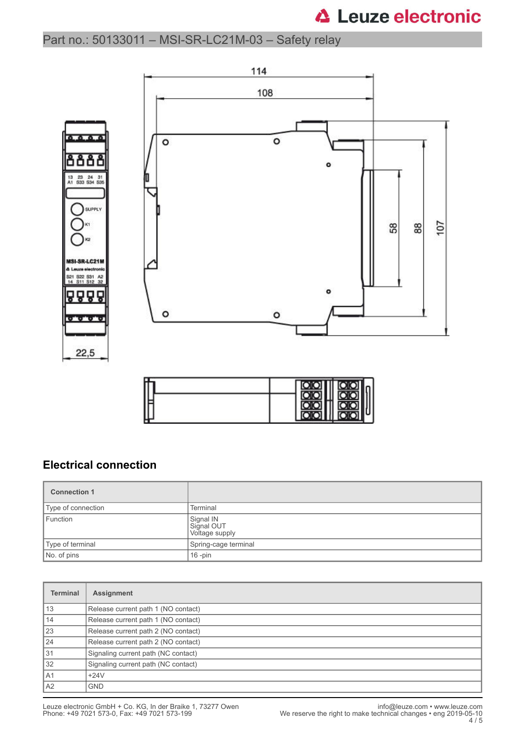## Electrical connection

| Connection 1 | |
|---|---|
| Type of connection | Terminal |
| Function | Signal IN<br>Signal OUT<br>Voltage supply |
| Type of terminal | Spring-cage terminal |
| No. of pins | 16 -pin |

| Terminal | Assignment |
|---|---|
| 13 | Release current path 1 (NO contact) |
| 14 | Release current path 1 (NO contact) |
| 23 | Release current path 2 (NO contact) |
| 24 | Release current path 2 (NO contact) |
| 31 | Signaling current path (NC contact) |
| 32 | Signaling current path (NC contact) |
| A1 | +24V |
| A2 | GND |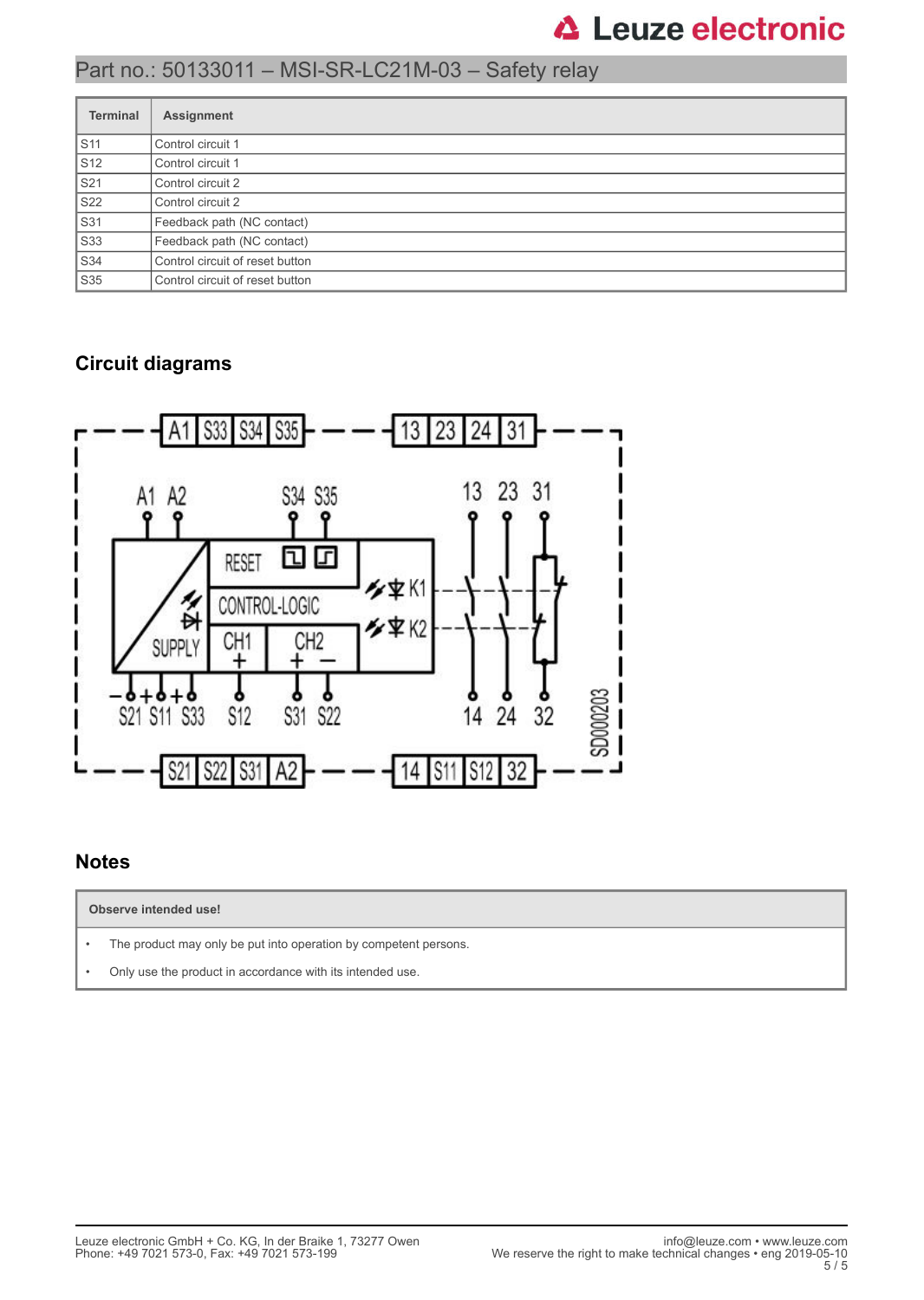Part no.: 50133011 – MSI-SR-LC21M-03 – Safety relay

| Terminal | Assignment |
|---|---|
| S11 | Control circuit 1 |
| S12 | Control circuit 1 |
| S21 | Control circuit 2 |
| S22 | Control circuit 2 |
| S31 | Feedback path (NC contact) |
| S33 | Feedback path (NC contact) |
| S34 | Control circuit of reset button |
| S35 | Control circuit of reset button |

## Circuit diagrams

A1 S33 S34 S35
13 23 24 31
A1 A2
S34 S35
13 23 31
RESET
CONTROL-LOGIC
K1
K2
SUPPLY
CH1
CH2
S21 S11 S33
S12
S31 S22
14 24 32
SD000203
S21 S22 S31 A2
14 S11 S12 32

## Notes

| Observe intended use! |
|---|
| • The product may only be put into operation by competent persons. |
| • Only use the product in accordance with its intended use. |